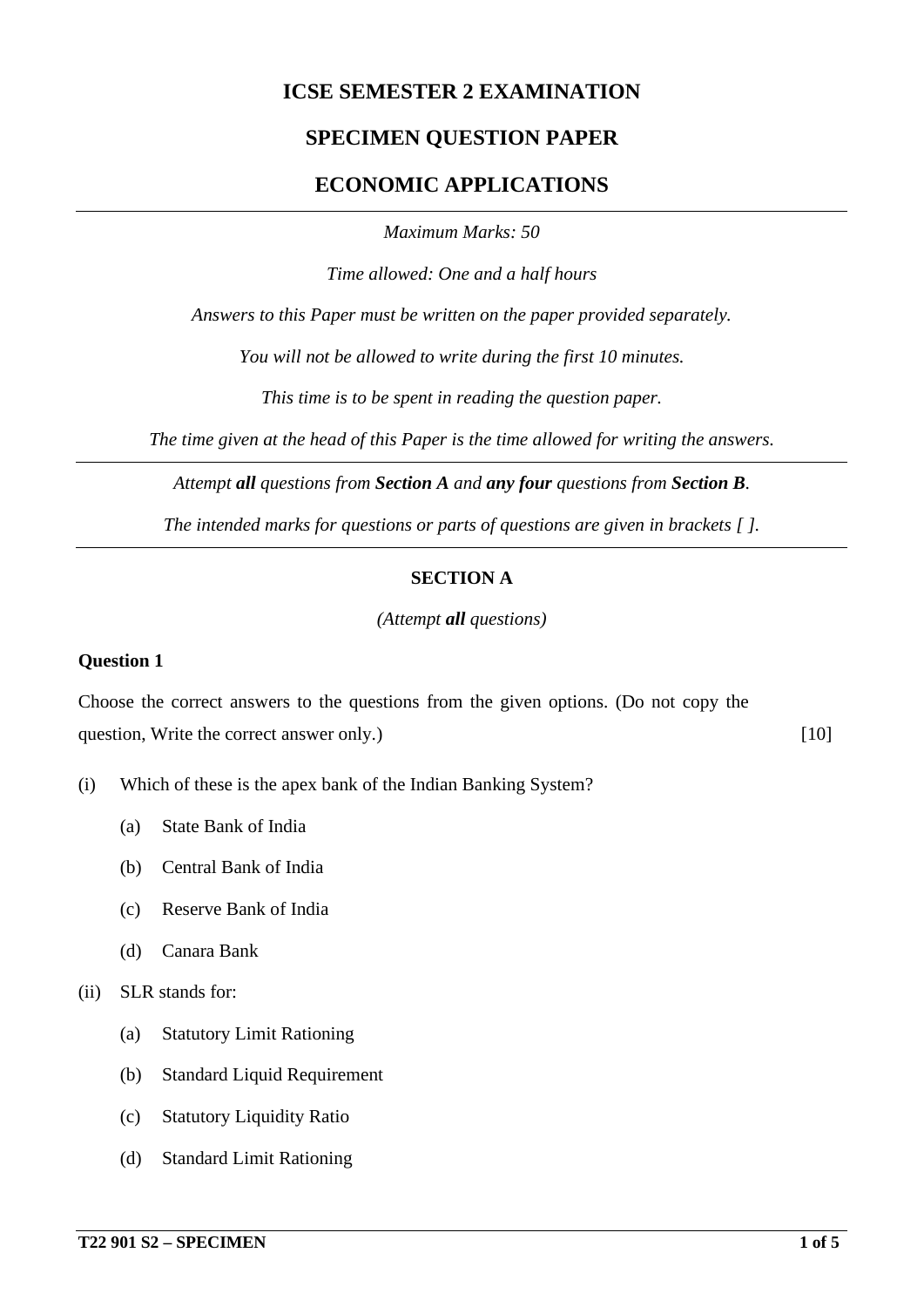# ICSE SEMESTER 2 EXAMINATION

## SPECIMEN QUESTION PAPER

## ECONOMIC APPLICATIONS

*Maximum Marks: 50*

*Time allowed: One and a half hours*

*Answers to this Paper must be written on the paper provided separately.*

*You will not be allowed to write during the first 10 minutes.*

*This time is to be spent in reading the question paper.*

*The time given at the head of this Paper is the time allowed for writing the answers.*

---

*Attempt **all** questions from **Section A** and **any four** questions from **Section B**.*

*The intended marks for questions or parts of questions are given in brackets [ ].*

---

### SECTION A

*(Attempt **all** questions)*

**Question 1**

Choose the correct answers to the questions from the given options. (Do not copy the question, Write the correct answer only.) [10]

(i) Which of these is the apex bank of the Indian Banking System?

- (a) State Bank of India
- (b) Central Bank of India
- (c) Reserve Bank of India
- (d) Canara Bank

(ii) SLR stands for:

- (a) Statutory Limit Rationing
- (b) Standard Liquid Requirement
- (c) Statutory Liquidity Ratio
- (d) Standard Limit Rationing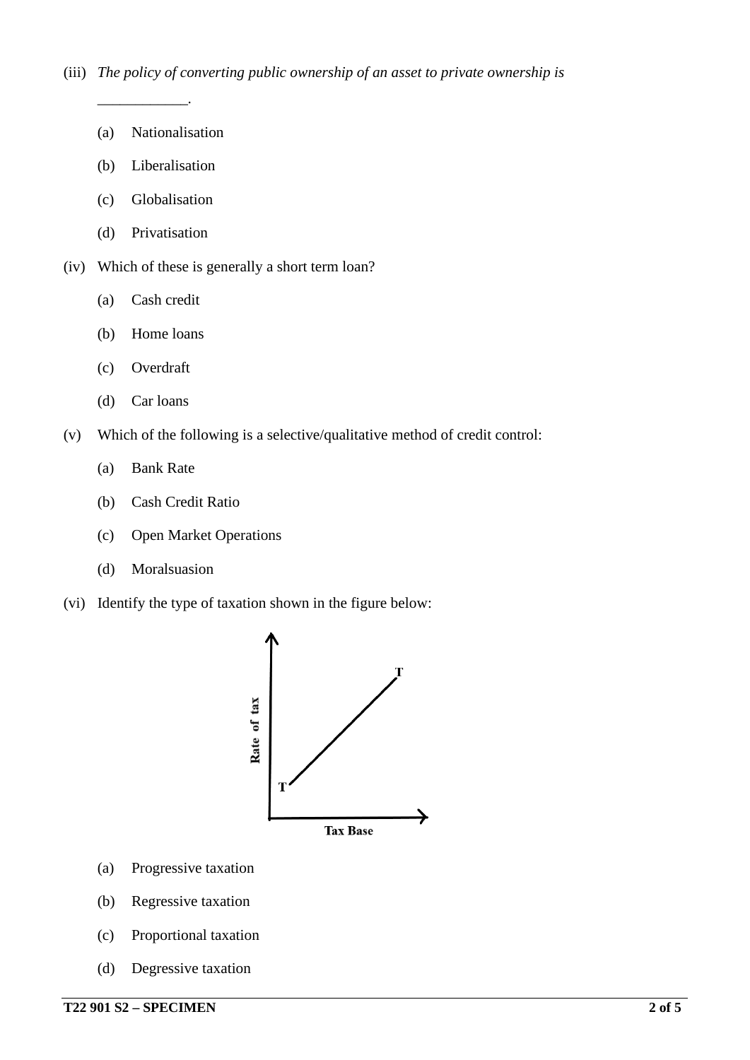(iii) *The policy of converting public ownership of an asset to private ownership is ___________.*

(a) Nationalisation

(b) Liberalisation

(c) Globalisation

(d) Privatisation

(iv) Which of these is generally a short term loan?

(a) Cash credit

(b) Home loans

(c) Overdraft

(d) Car loans

(v) Which of the following is a selective/qualitative method of credit control:

(a) Bank Rate

(b) Cash Credit Ratio

(c) Open Market Operations

(d) Moralsuasion

(vi) Identify the type of taxation shown in the figure below:

(a) Progressive taxation

(b) Regressive taxation

(c) Proportional taxation

(d) Degressive taxation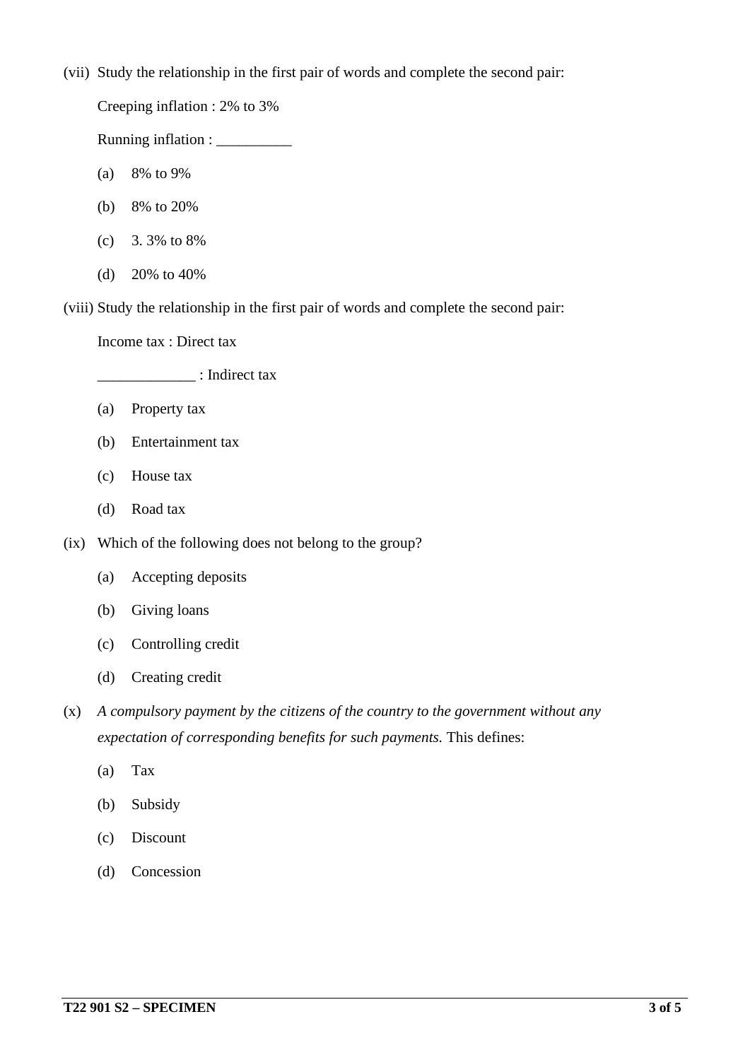(vii) Study the relationship in the first pair of words and complete the second pair:

Creeping inflation : 2% to 3%

Running inflation : __________

(a) 8% to 9%

(b) 8% to 20%

(c) 3. 3% to 8%

(d) 20% to 40%

(viii) Study the relationship in the first pair of words and complete the second pair:

Income tax : Direct tax

_____________ : Indirect tax

(a) Property tax

(b) Entertainment tax

(c) House tax

(d) Road tax

(ix) Which of the following does not belong to the group?

(a) Accepting deposits

(b) Giving loans

(c) Controlling credit

(d) Creating credit

(x) *A compulsory payment by the citizens of the country to the government without any expectation of corresponding benefits for such payments.* This defines:

(a) Tax

(b) Subsidy

(c) Discount

(d) Concession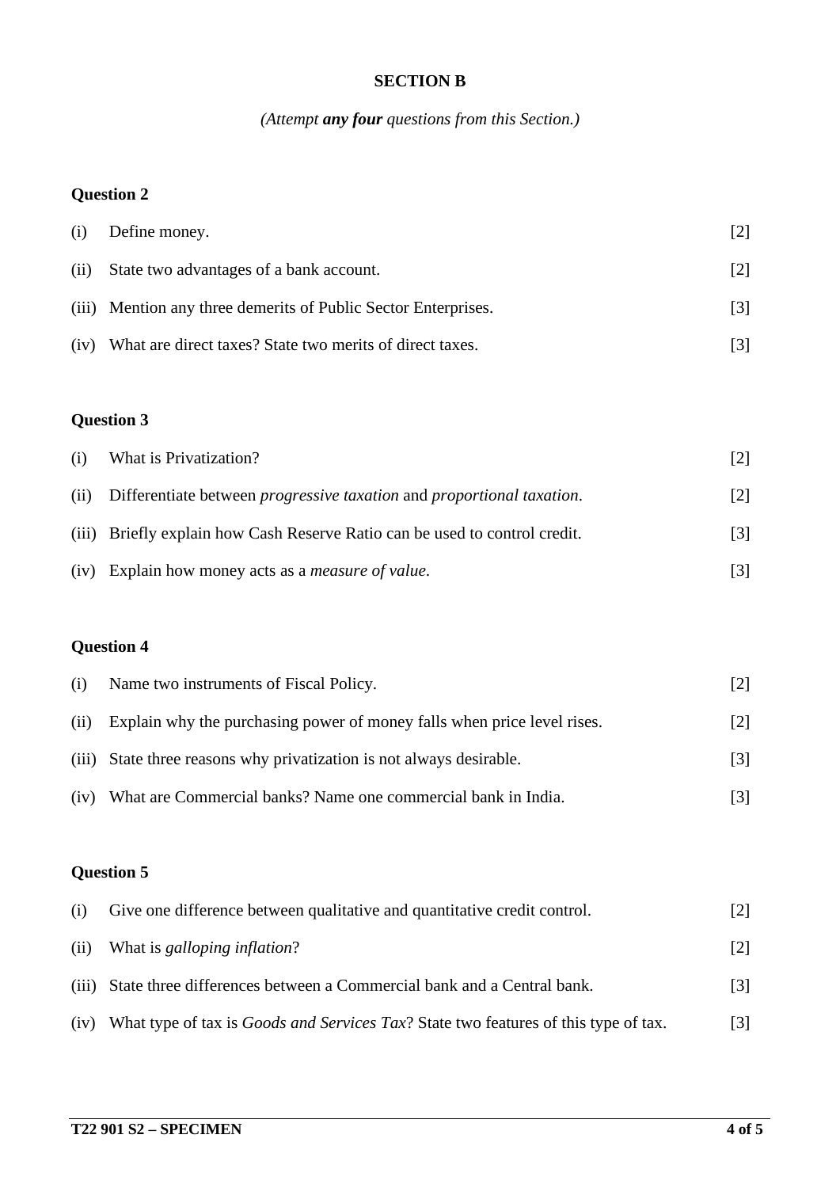## SECTION B

*(Attempt **any four** questions from this Section.)*

### Question 2

(i) Define money. [2]

(ii) State two advantages of a bank account. [2]

(iii) Mention any three demerits of Public Sector Enterprises. [3]

(iv) What are direct taxes? State two merits of direct taxes. [3]

### Question 3

(i) What is Privatization? [2]

(ii) Differentiate between *progressive taxation* and *proportional taxation*. [2]

(iii) Briefly explain how Cash Reserve Ratio can be used to control credit. [3]

(iv) Explain how money acts as a *measure of value*. [3]

### Question 4

(i) Name two instruments of Fiscal Policy. [2]

(ii) Explain why the purchasing power of money falls when price level rises. [2]

(iii) State three reasons why privatization is not always desirable. [3]

(iv) What are Commercial banks? Name one commercial bank in India. [3]

### Question 5

(i) Give one difference between qualitative and quantitative credit control. [2]

(ii) What is *galloping inflation*? [2]

(iii) State three differences between a Commercial bank and a Central bank. [3]

(iv) What type of tax is *Goods and Services Tax*? State two features of this type of tax. [3]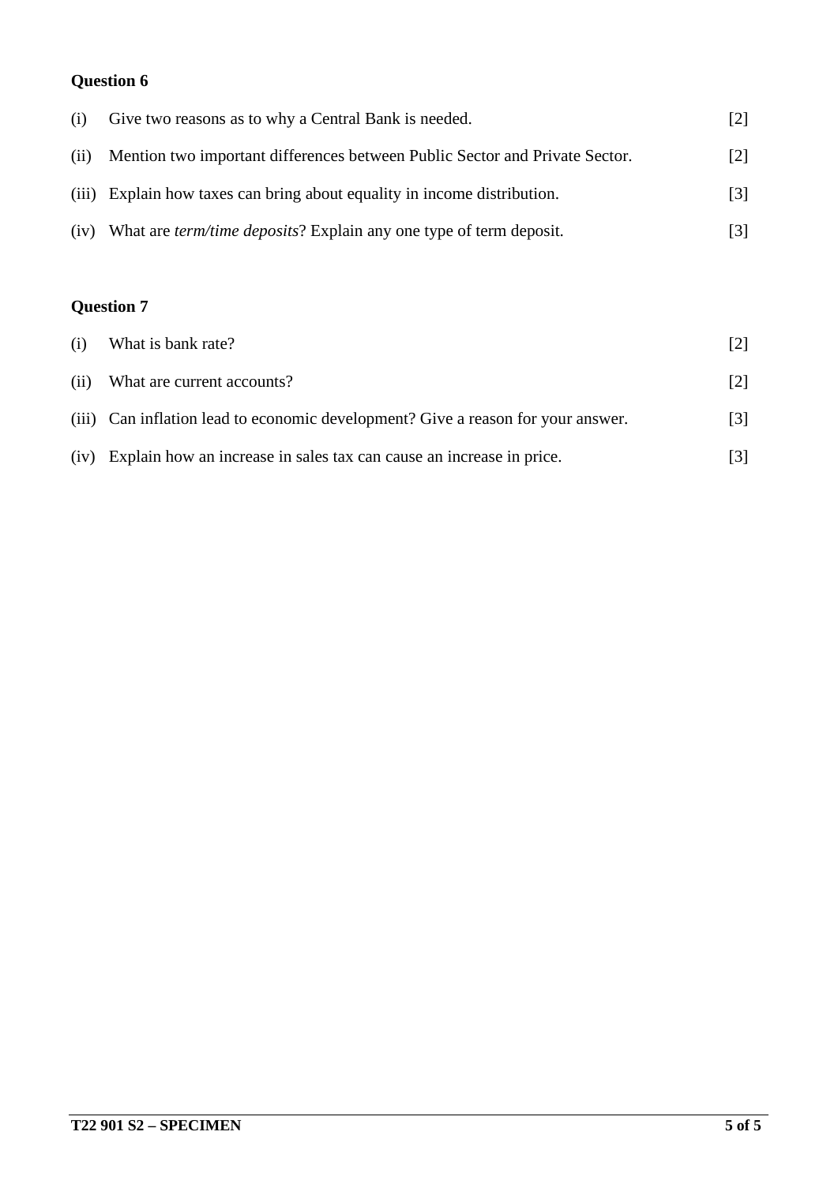**Question 6**

(i) Give two reasons as to why a Central Bank is needed. [2]

(ii) Mention two important differences between Public Sector and Private Sector. [2]

(iii) Explain how taxes can bring about equality in income distribution. [3]

(iv) What are *term/time deposits*? Explain any one type of term deposit. [3]

**Question 7**

(i) What is bank rate? [2]

(ii) What are current accounts? [2]

(iii) Can inflation lead to economic development? Give a reason for your answer. [3]

(iv) Explain how an increase in sales tax can cause an increase in price. [3]